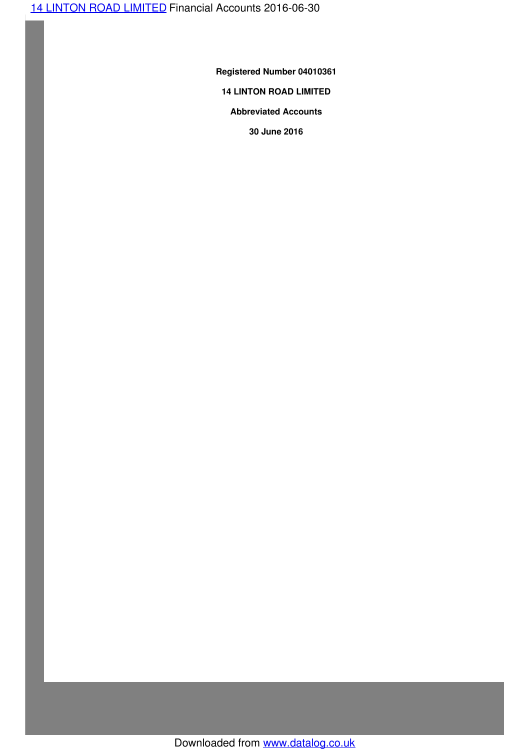**Registered Number 04010361**

**14 LINTON ROAD LIMITED**

**Abbreviated Accounts**

**30 June 2016**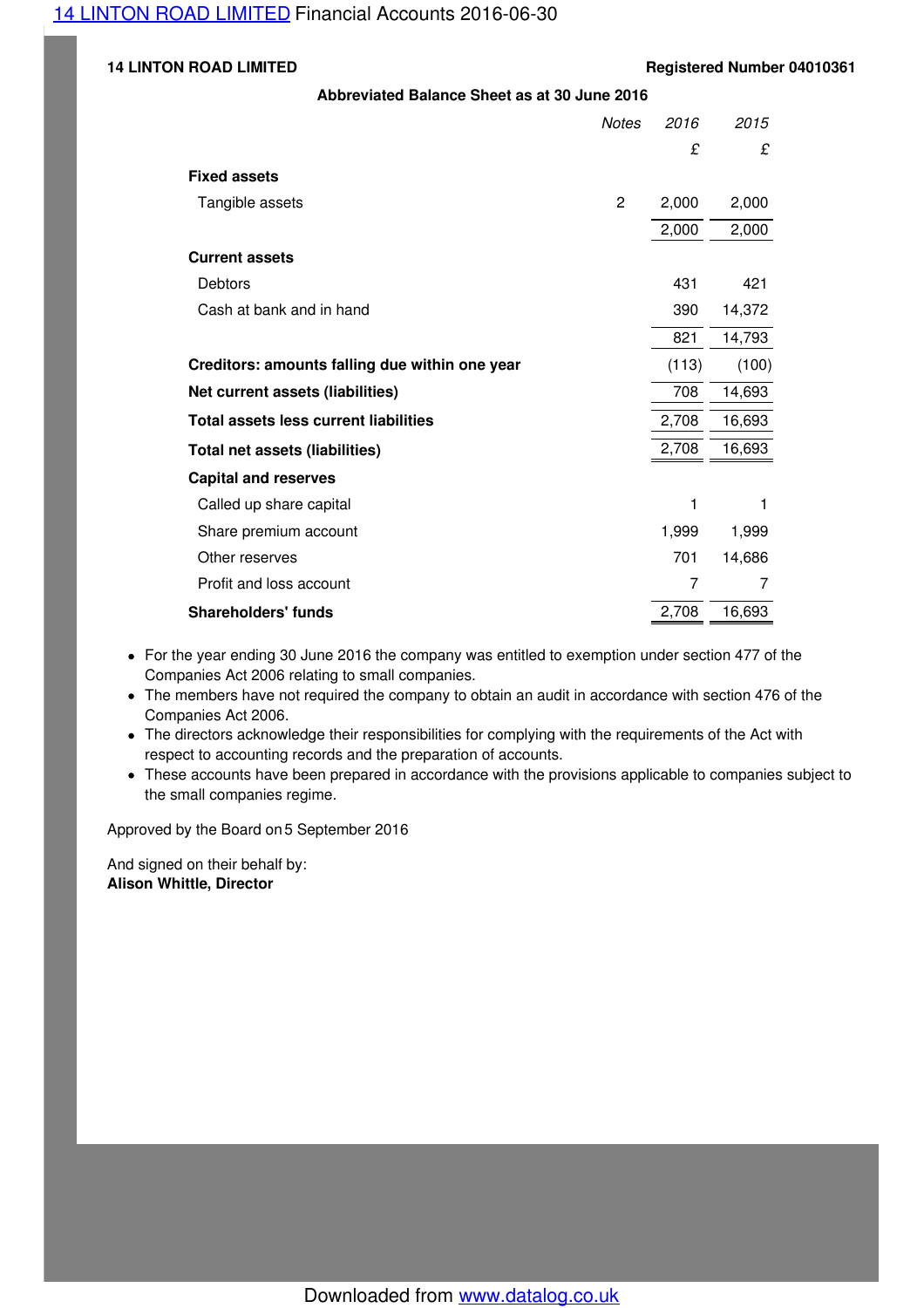**14 LINTON ROAD LIMITED** | **Registered Number 04010361**

### Abbreviated Balance Sheet as at 30 June 2016

| | Notes | 2016 | 2015 |
|---|---|---|---|
| | | £ | £ |
| **Fixed assets** | | | |
| Tangible assets | 2 | 2,000 | 2,000 |
| | | 2,000 | 2,000 |
| **Current assets** | | | |
| Debtors | | 431 | 421 |
| Cash at bank and in hand | | 390 | 14,372 |
| | | 821 | 14,793 |
| **Creditors: amounts falling due within one year** | | (113) | (100) |
| **Net current assets (liabilities)** | | 708 | 14,693 |
| **Total assets less current liabilities** | | 2,708 | 16,693 |
| **Total net assets (liabilities)** | | 2,708 | 16,693 |
| **Capital and reserves** | | | |
| Called up share capital | | 1 | 1 |
| Share premium account | | 1,999 | 1,999 |
| Other reserves | | 701 | 14,686 |
| Profit and loss account | | 7 | 7 |
| **Shareholders' funds** | | 2,708 | 16,693 |

- For the year ending 30 June 2016 the company was entitled to exemption under section 477 of the Companies Act 2006 relating to small companies.
- The members have not required the company to obtain an audit in accordance with section 476 of the Companies Act 2006.
- The directors acknowledge their responsibilities for complying with the requirements of the Act with respect to accounting records and the preparation of accounts.
- These accounts have been prepared in accordance with the provisions applicable to companies subject to the small companies regime.

Approved by the Board on 5 September 2016

And signed on their behalf by:
**Alison Whittle, Director**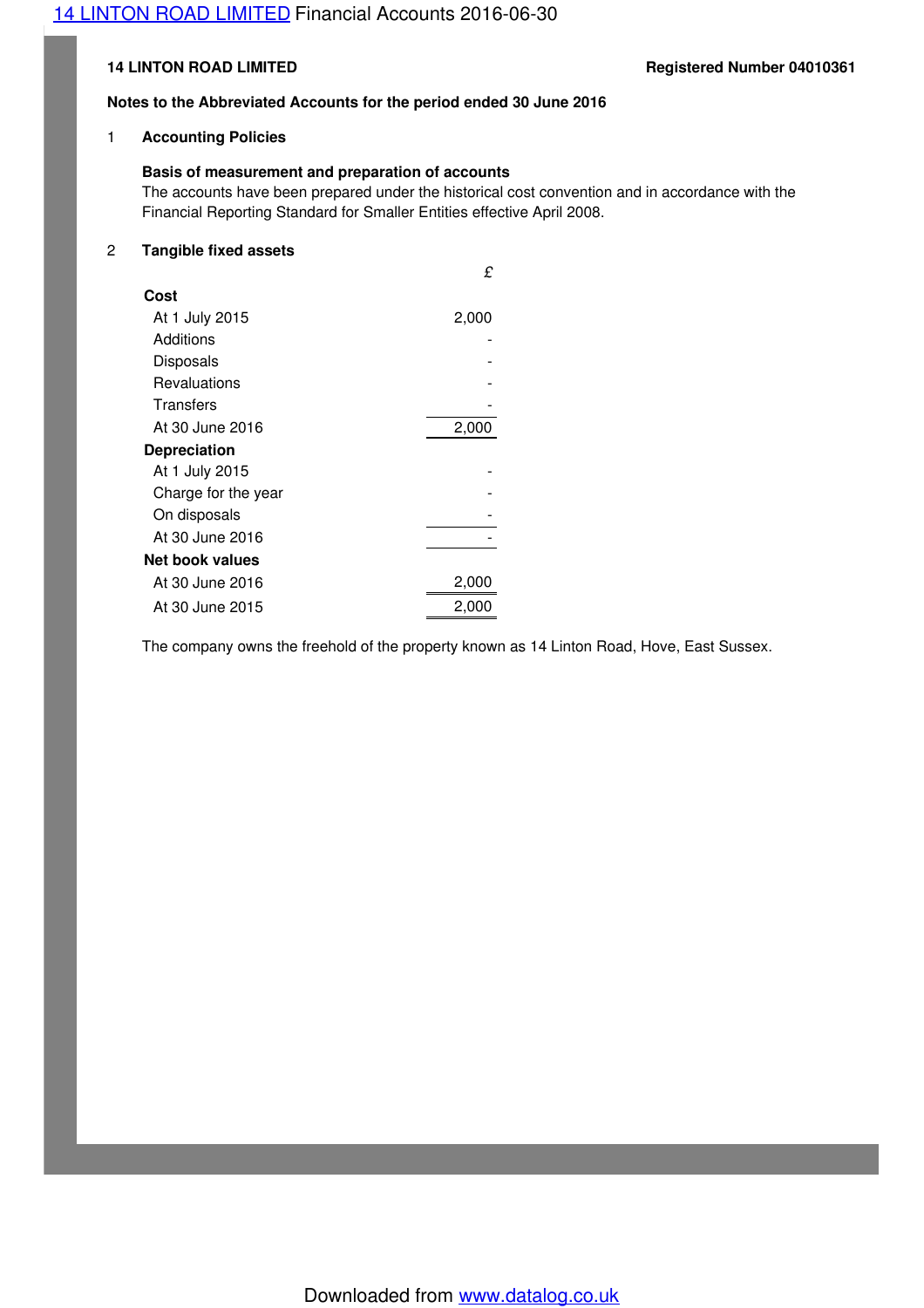**14 LINTON ROAD LIMITED** **Registered Number 04010361**

**Notes to the Abbreviated Accounts for the period ended 30 June 2016**

## 1 Accounting Policies

**Basis of measurement and preparation of accounts**

The accounts have been prepared under the historical cost convention and in accordance with the Financial Reporting Standard for Smaller Entities effective April 2008.

## 2 Tangible fixed assets

| | £ |
|---|---|
| **Cost** | |
| At 1 July 2015 | 2,000 |
| Additions | - |
| Disposals | - |
| Revaluations | - |
| Transfers | - |
| At 30 June 2016 | 2,000 |
| **Depreciation** | |
| At 1 July 2015 | - |
| Charge for the year | - |
| On disposals | - |
| At 30 June 2016 | - |
| **Net book values** | |
| At 30 June 2016 | 2,000 |
| At 30 June 2015 | 2,000 |

The company owns the freehold of the property known as 14 Linton Road, Hove, East Sussex.